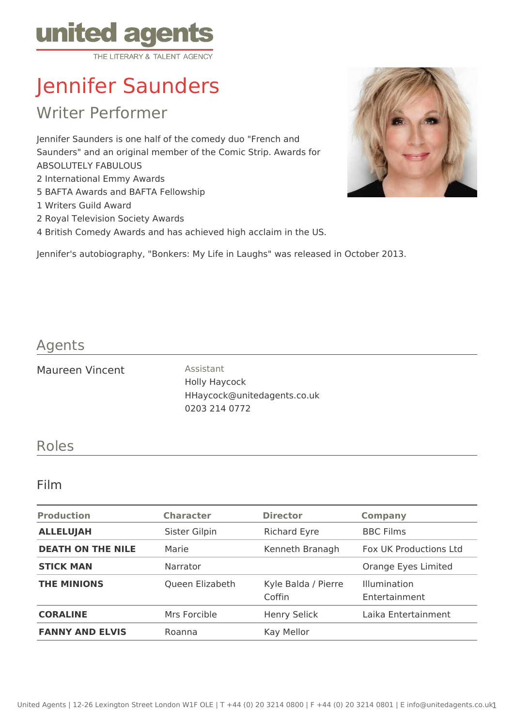united agents
THE LITERARY & TALENT AGENCY

# Jennifer Saunders

## Writer Performer

Jennifer Saunders is one half of the comedy duo "French and Saunders" and an original member of the Comic Strip. Awards for ABSOLUTELY FABULOUS
2 International Emmy Awards
5 BAFTA Awards and BAFTA Fellowship
1 Writers Guild Award
2 Royal Television Society Awards
4 British Comedy Awards and has achieved high acclaim in the US.

Jennifer's autobiography, "Bonkers: My Life in Laughs" was released in October 2013.

## Agents

Maureen Vincent

Assistant
Holly Haycock
HHaycock@unitedagents.co.uk
0203 214 0772

## Roles

### Film

| Production | Character | Director | Company |
|---|---|---|---|
| **ALLELUJAH** | Sister Gilpin | Richard Eyre | BBC Films |
| **DEATH ON THE NILE** | Marie | Kenneth Branagh | Fox UK Productions Ltd |
| **STICK MAN** | Narrator | | Orange Eyes Limited |
| **THE MINIONS** | Queen Elizabeth | Kyle Balda / Pierre Coffin | Illumination Entertainment |
| **CORALINE** | Mrs Forcible | Henry Selick | Laika Entertainment |
| **FANNY AND ELVIS** | Roanna | Kay Mellor | |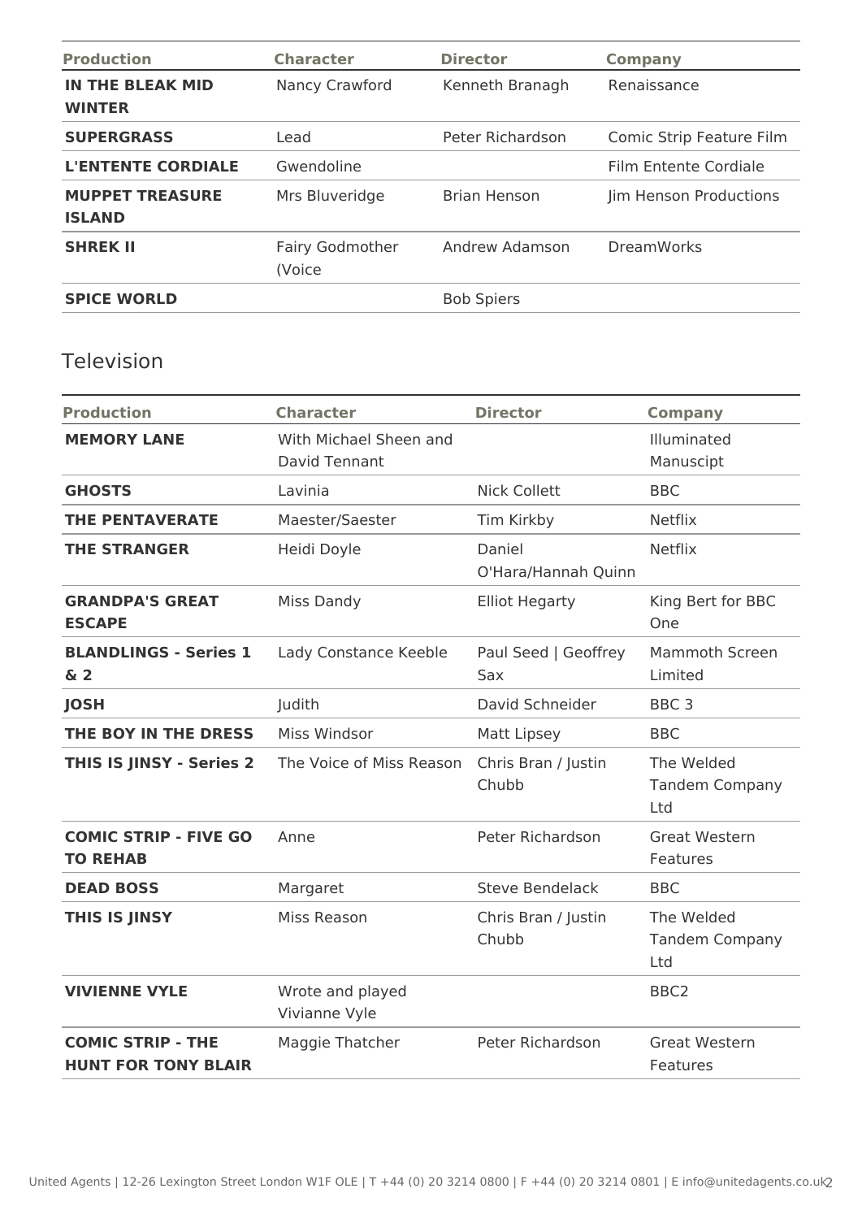| Production | Character | Director | Company |
| --- | --- | --- | --- |
| **IN THE BLEAK MID WINTER** | Nancy Crawford | Kenneth Branagh | Renaissance |
| **SUPERGRASS** | Lead | Peter Richardson | Comic Strip Feature Film |
| **L'ENTENTE CORDIALE** | Gwendoline | | Film Entente Cordiale |
| **MUPPET TREASURE ISLAND** | Mrs Bluveridge | Brian Henson | Jim Henson Productions |
| **SHREK II** | Fairy Godmother (Voice | Andrew Adamson | DreamWorks |
| **SPICE WORLD** | | Bob Spiers | |

## Television

| Production | Character | Director | Company |
| --- | --- | --- | --- |
| **MEMORY LANE** | With Michael Sheen and David Tennant | | Illuminated Manuscipt |
| **GHOSTS** | Lavinia | Nick Collett | BBC |
| **THE PENTAVERATE** | Maester/Saester | Tim Kirkby | Netflix |
| **THE STRANGER** | Heidi Doyle | Daniel O'Hara/Hannah Quinn | Netflix |
| **GRANDPA'S GREAT ESCAPE** | Miss Dandy | Elliot Hegarty | King Bert for BBC One |
| **BLANDLINGS - Series 1 & 2** | Lady Constance Keeble | Paul Seed \| Geoffrey Sax | Mammoth Screen Limited |
| **JOSH** | Judith | David Schneider | BBC 3 |
| **THE BOY IN THE DRESS** | Miss Windsor | Matt Lipsey | BBC |
| **THIS IS JINSY - Series 2** | The Voice of Miss Reason | Chris Bran / Justin Chubb | The Welded Tandem Company Ltd |
| **COMIC STRIP - FIVE GO TO REHAB** | Anne | Peter Richardson | Great Western Features |
| **DEAD BOSS** | Margaret | Steve Bendelack | BBC |
| **THIS IS JINSY** | Miss Reason | Chris Bran / Justin Chubb | The Welded Tandem Company Ltd |
| **VIVIENNE VYLE** | Wrote and played Vivianne Vyle | | BBC2 |
| **COMIC STRIP - THE HUNT FOR TONY BLAIR** | Maggie Thatcher | Peter Richardson | Great Western Features |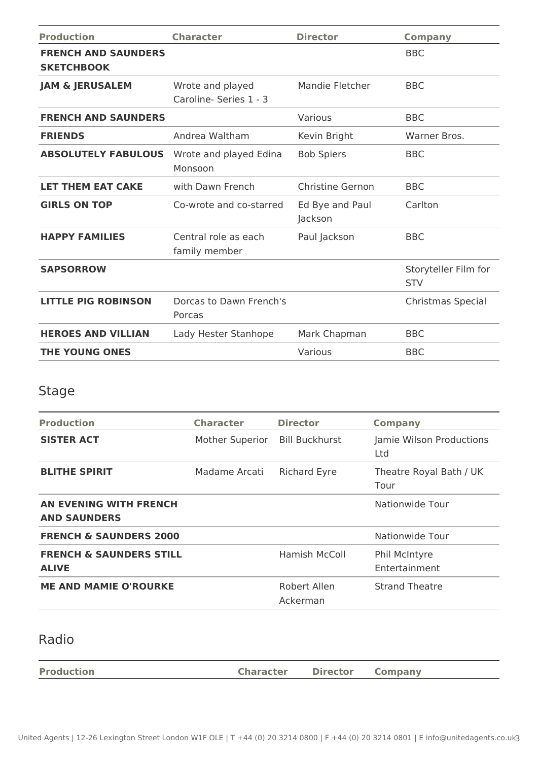| Production | Character | Director | Company |
|---|---|---|---|
| **FRENCH AND SAUNDERS SKETCHBOOK** | | | BBC |
| **JAM & JERUSALEM** | Wrote and played Caroline- Series 1 - 3 | Mandie Fletcher | BBC |
| **FRENCH AND SAUNDERS** | | Various | BBC |
| **FRIENDS** | Andrea Waltham | Kevin Bright | Warner Bros. |
| **ABSOLUTELY FABULOUS** | Wrote and played Edina Monsoon | Bob Spiers | BBC |
| **LET THEM EAT CAKE** | with Dawn French | Christine Gernon | BBC |
| **GIRLS ON TOP** | Co-wrote and co-starred | Ed Bye and Paul Jackson | Carlton |
| **HAPPY FAMILIES** | Central role as each family member | Paul Jackson | BBC |
| **SAPSORROW** | | | Storyteller Film for STV |
| **LITTLE PIG ROBINSON** | Dorcas to Dawn French's Porcas | | Christmas Special |
| **HEROES AND VILLIAN** | Lady Hester Stanhope | Mark Chapman | BBC |
| **THE YOUNG ONES** | | Various | BBC |

## Stage

| Production | Character | Director | Company |
|---|---|---|---|
| **SISTER ACT** | Mother Superior | Bill Buckhurst | Jamie Wilson Productions Ltd |
| **BLITHE SPIRIT** | Madame Arcati | Richard Eyre | Theatre Royal Bath / UK Tour |
| **AN EVENING WITH FRENCH AND SAUNDERS** | | | Nationwide Tour |
| **FRENCH & SAUNDERS 2000** | | | Nationwide Tour |
| **FRENCH & SAUNDERS STILL ALIVE** | | Hamish McColl | Phil McIntyre Entertainment |
| **ME AND MAMIE O'ROURKE** | | Robert Allen Ackerman | Strand Theatre |

## Radio

| Production | Character | Director | Company |
|---|---|---|---|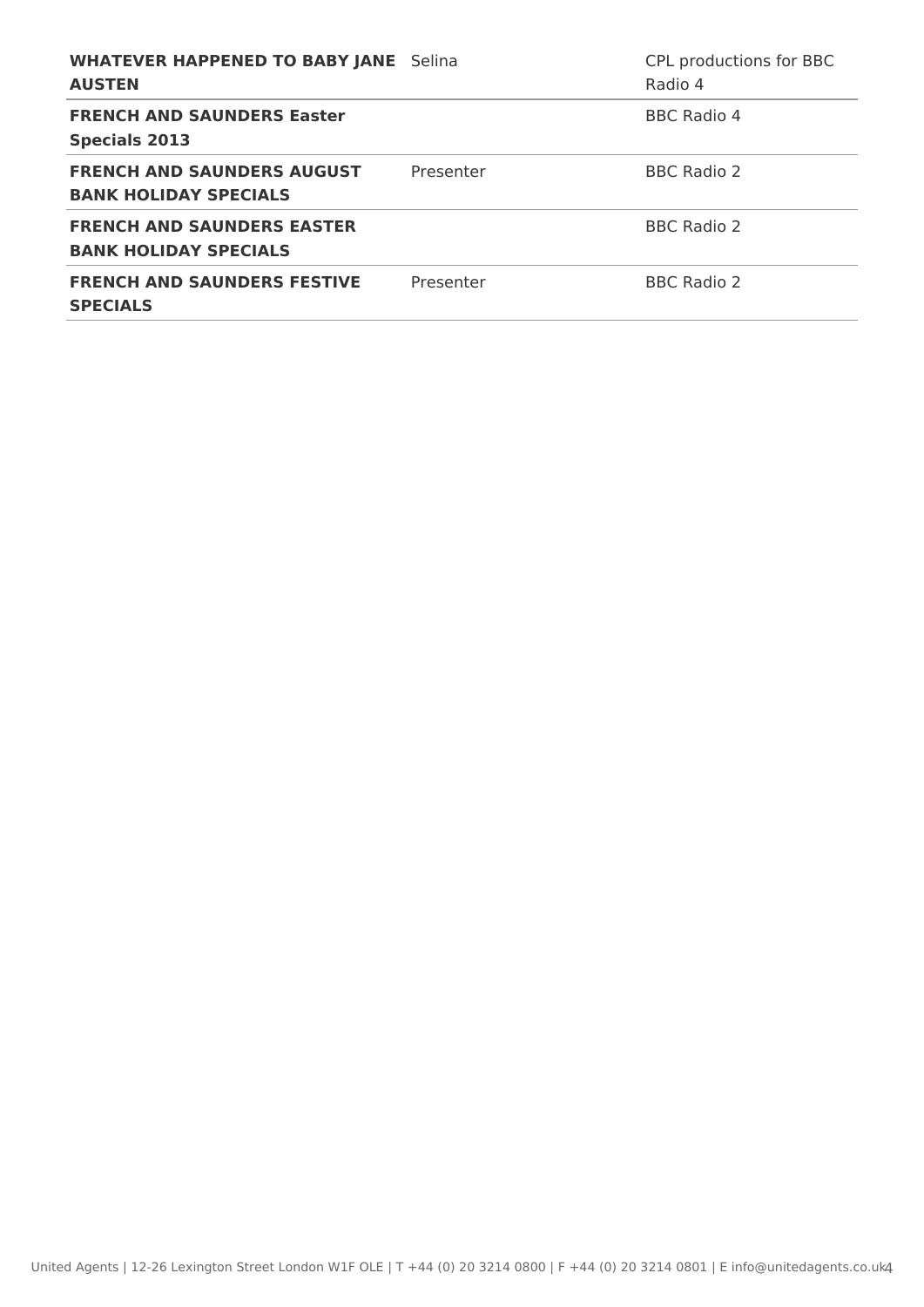| | | |
|---|---|---|
| **WHATEVER HAPPENED TO BABY JANE AUSTEN** | Selina | CPL productions for BBC Radio 4 |
| **FRENCH AND SAUNDERS Easter Specials 2013** | | BBC Radio 4 |
| **FRENCH AND SAUNDERS AUGUST BANK HOLIDAY SPECIALS** | Presenter | BBC Radio 2 |
| **FRENCH AND SAUNDERS EASTER BANK HOLIDAY SPECIALS** | | BBC Radio 2 |
| **FRENCH AND SAUNDERS FESTIVE SPECIALS** | Presenter | BBC Radio 2 |